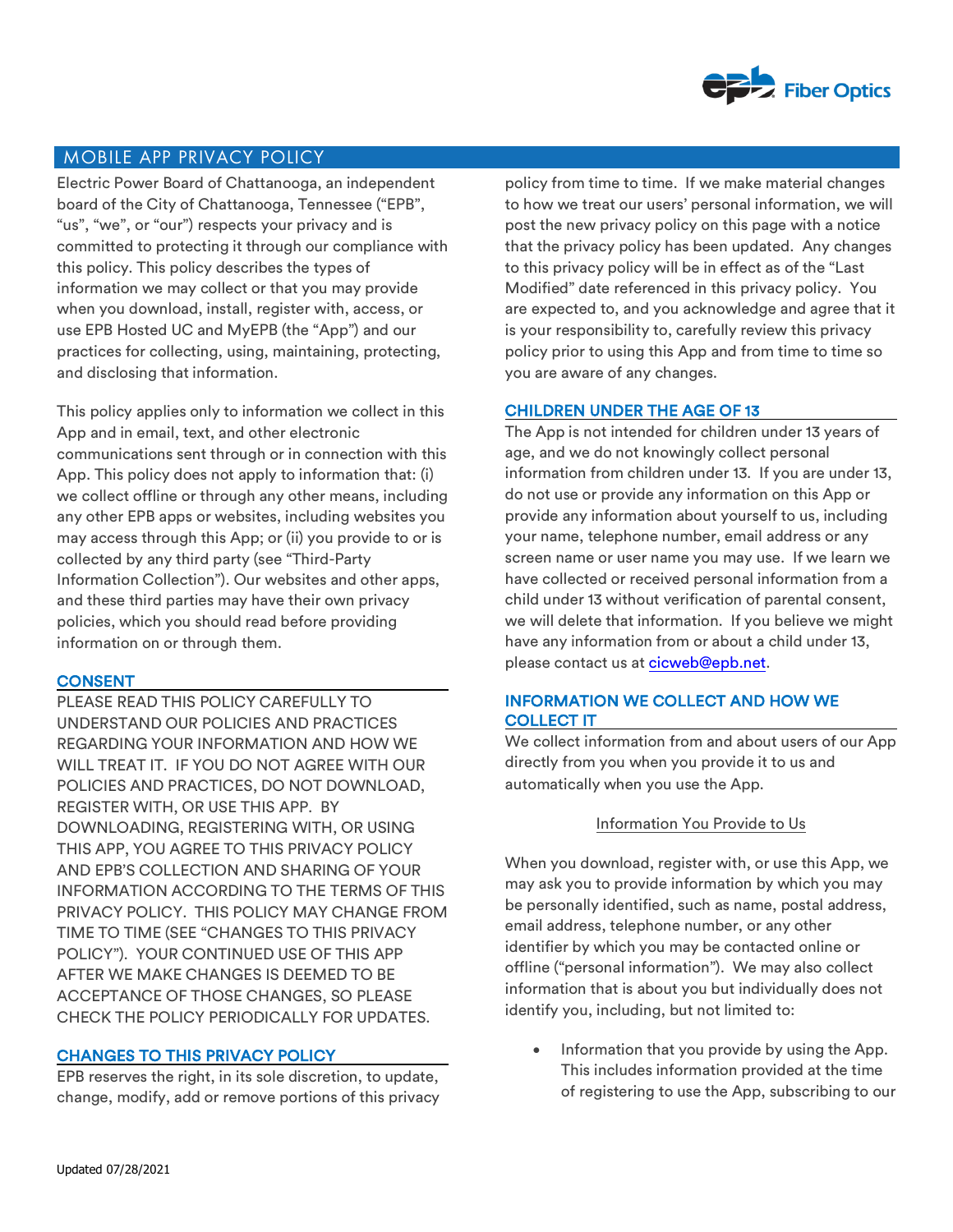# MOBILE APP PRIVACY POLICY

Electric Power Board of Chattanooga, an independent board of the City of Chattanooga, Tennessee ("EPB", "us", "we", or "our") respects your privacy and is committed to protecting it through our compliance with this policy. This policy describes the types of information we may collect or that you may provide when you download, install, register with, access, or use EPB Hosted UC and MyEPB (the "App") and our practices for collecting, using, maintaining, protecting, and disclosing that information.

This policy applies only to information we collect in this App and in email, text, and other electronic communications sent through or in connection with this App. This policy does not apply to information that: (i) we collect offline or through any other means, including any other EPB apps or websites, including websites you may access through this App; or (ii) you provide to or is collected by any third party (see "Third-Party Information Collection"). Our websites and other apps, and these third parties may have their own privacy policies, which you should read before providing information on or through them.

## CONSENT

PLEASE READ THIS POLICY CAREFULLY TO UNDERSTAND OUR POLICIES AND PRACTICES REGARDING YOUR INFORMATION AND HOW WE WILL TREAT IT. IF YOU DO NOT AGREE WITH OUR POLICIES AND PRACTICES, DO NOT DOWNLOAD, REGISTER WITH, OR USE THIS APP. BY DOWNLOADING, REGISTERING WITH, OR USING THIS APP, YOU AGREE TO THIS PRIVACY POLICY AND EPB'S COLLECTION AND SHARING OF YOUR INFORMATION ACCORDING TO THE TERMS OF THIS PRIVACY POLICY. THIS POLICY MAY CHANGE FROM TIME TO TIME (SEE "CHANGES TO THIS PRIVACY POLICY"). YOUR CONTINUED USE OF THIS APP AFTER WE MAKE CHANGES IS DEEMED TO BE ACCEPTANCE OF THOSE CHANGES, SO PLEASE CHECK THE POLICY PERIODICALLY FOR UPDATES.

## CHANGES TO THIS PRIVACY POLICY

EPB reserves the right, in its sole discretion, to update, change, modify, add or remove portions of this privacy policy from time to time. If we make material changes to how we treat our users' personal information, we will post the new privacy policy on this page with a notice that the privacy policy has been updated. Any changes to this privacy policy will be in effect as of the "Last Modified" date referenced in this privacy policy. You are expected to, and you acknowledge and agree that it is your responsibility to, carefully review this privacy policy prior to using this App and from time to time so you are aware of any changes.

## CHILDREN UNDER THE AGE OF 13

The App is not intended for children under 13 years of age, and we do not knowingly collect personal information from children under 13. If you are under 13, do not use or provide any information on this App or provide any information about yourself to us, including your name, telephone number, email address or any screen name or user name you may use. If we learn we have collected or received personal information from a child under 13 without verification of parental consent, we will delete that information. If you believe we might have any information from or about a child under 13, please contact us at cicweb@epb.net.

## INFORMATION WE COLLECT AND HOW WE COLLECT IT

We collect information from and about users of our App directly from you when you provide it to us and automatically when you use the App.

### Information You Provide to Us

When you download, register with, or use this App, we may ask you to provide information by which you may be personally identified, such as name, postal address, email address, telephone number, or any other identifier by which you may be contacted online or offline ("personal information"). We may also collect information that is about you but individually does not identify you, including, but not limited to:

- Information that you provide by using the App. This includes information provided at the time of registering to use the App, subscribing to our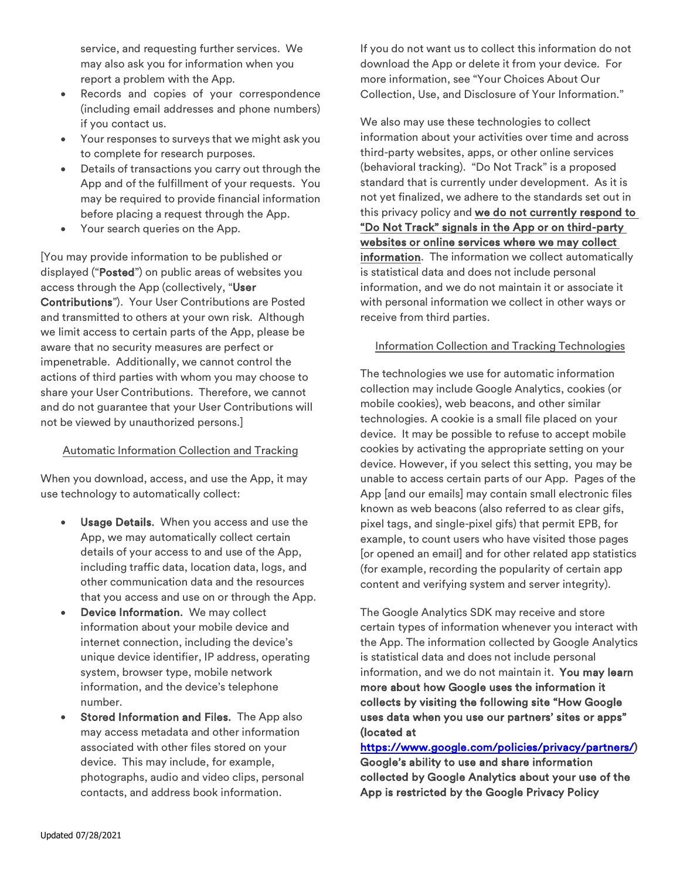service, and requesting further services. We may also ask you for information when you report a problem with the App.

- Records and copies of your correspondence (including email addresses and phone numbers) if you contact us.
- Your responses to surveys that we might ask you to complete for research purposes.
- Details of transactions you carry out through the App and of the fulfillment of your requests. You may be required to provide financial information before placing a request through the App.
- Your search queries on the App.

[You may provide information to be published or displayed ("**Posted**") on public areas of websites you access through the App (collectively, "**User Contributions**"). Your User Contributions are Posted and transmitted to others at your own risk. Although we limit access to certain parts of the App, please be aware that no security measures are perfect or impenetrable. Additionally, we cannot control the actions of third parties with whom you may choose to share your User Contributions. Therefore, we cannot and do not guarantee that your User Contributions will not be viewed by unauthorized persons.]

Automatic Information Collection and Tracking

When you download, access, and use the App, it may use technology to automatically collect:

- **Usage Details.** When you access and use the App, we may automatically collect certain details of your access to and use of the App, including traffic data, location data, logs, and other communication data and the resources that you access and use on or through the App.
- **Device Information.** We may collect information about your mobile device and internet connection, including the device's unique device identifier, IP address, operating system, browser type, mobile network information, and the device's telephone number.
- **Stored Information and Files.** The App also may access metadata and other information associated with other files stored on your device. This may include, for example, photographs, audio and video clips, personal contacts, and address book information.

If you do not want us to collect this information do not download the App or delete it from your device. For more information, see "Your Choices About Our Collection, Use, and Disclosure of Your Information."

We also may use these technologies to collect information about your activities over time and across third-party websites, apps, or other online services (behavioral tracking). "Do Not Track" is a proposed standard that is currently under development. As it is not yet finalized, we adhere to the standards set out in this privacy policy and **we do not currently respond to "Do Not Track" signals in the App or on third-party websites or online services where we may collect information**. The information we collect automatically is statistical data and does not include personal information, and we do not maintain it or associate it with personal information we collect in other ways or receive from third parties.

Information Collection and Tracking Technologies

The technologies we use for automatic information collection may include Google Analytics, cookies (or mobile cookies), web beacons, and other similar technologies. A cookie is a small file placed on your device. It may be possible to refuse to accept mobile cookies by activating the appropriate setting on your device. However, if you select this setting, you may be unable to access certain parts of our App. Pages of the App [and our emails] may contain small electronic files known as web beacons (also referred to as clear gifs, pixel tags, and single-pixel gifs) that permit EPB, for example, to count users who have visited those pages [or opened an email] and for other related app statistics (for example, recording the popularity of certain app content and verifying system and server integrity).

The Google Analytics SDK may receive and store certain types of information whenever you interact with the App. The information collected by Google Analytics is statistical data and does not include personal information, and we do not maintain it. **You may learn more about how Google uses the information it collects by visiting the following site "How Google uses data when you use our partners' sites or apps" (located at https://www.google.com/policies/privacy/partners/) Google's ability to use and share information collected by Google Analytics about your use of the App is restricted by the Google Privacy Policy**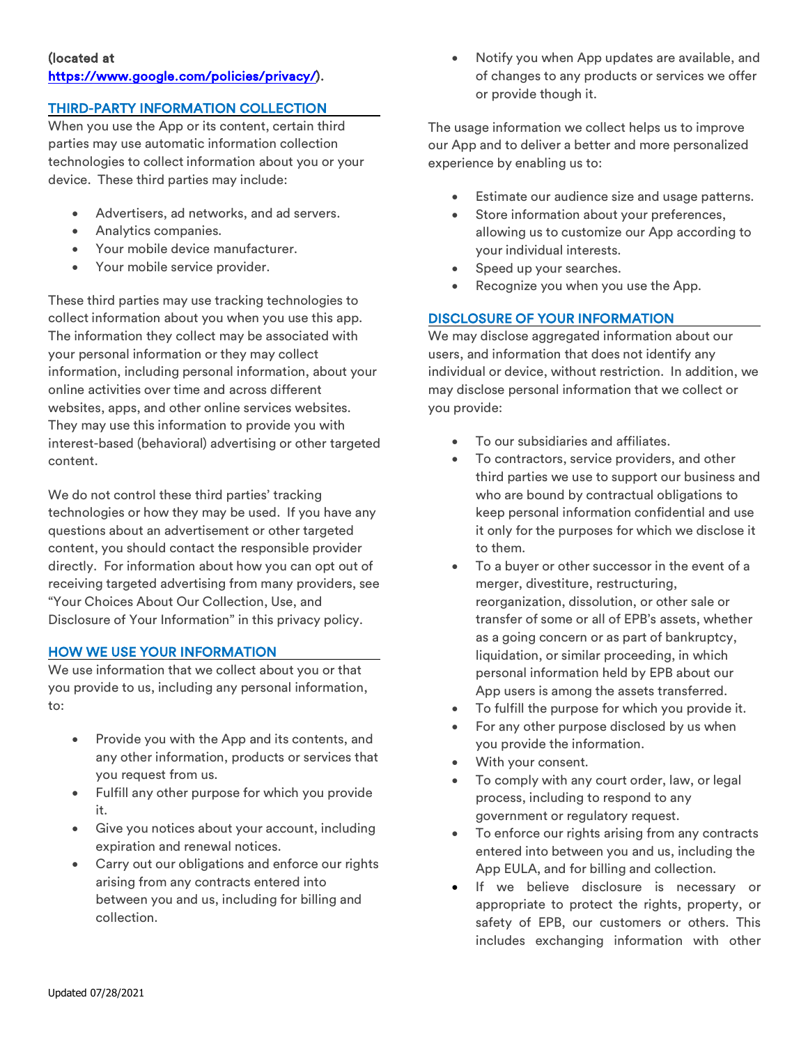(located at https://www.google.com/policies/privacy/).

## THIRD-PARTY INFORMATION COLLECTION

When you use the App or its content, certain third parties may use automatic information collection technologies to collect information about you or your device. These third parties may include:

- Advertisers, ad networks, and ad servers.
- Analytics companies.
- Your mobile device manufacturer.
- Your mobile service provider.

These third parties may use tracking technologies to collect information about you when you use this app. The information they collect may be associated with your personal information or they may collect information, including personal information, about your online activities over time and across different websites, apps, and other online services websites. They may use this information to provide you with interest-based (behavioral) advertising or other targeted content.

We do not control these third parties' tracking technologies or how they may be used. If you have any questions about an advertisement or other targeted content, you should contact the responsible provider directly. For information about how you can opt out of receiving targeted advertising from many providers, see "Your Choices About Our Collection, Use, and Disclosure of Your Information" in this privacy policy.

## HOW WE USE YOUR INFORMATION

We use information that we collect about you or that you provide to us, including any personal information, to:

- Provide you with the App and its contents, and any other information, products or services that you request from us.
- Fulfill any other purpose for which you provide it.
- Give you notices about your account, including expiration and renewal notices.
- Carry out our obligations and enforce our rights arising from any contracts entered into between you and us, including for billing and collection.
- Notify you when App updates are available, and of changes to any products or services we offer or provide though it.

The usage information we collect helps us to improve our App and to deliver a better and more personalized experience by enabling us to:

- Estimate our audience size and usage patterns.
- Store information about your preferences, allowing us to customize our App according to your individual interests.
- Speed up your searches.
- Recognize you when you use the App.

## DISCLOSURE OF YOUR INFORMATION

We may disclose aggregated information about our users, and information that does not identify any individual or device, without restriction. In addition, we may disclose personal information that we collect or you provide:

- To our subsidiaries and affiliates.
- To contractors, service providers, and other third parties we use to support our business and who are bound by contractual obligations to keep personal information confidential and use it only for the purposes for which we disclose it to them.
- To a buyer or other successor in the event of a merger, divestiture, restructuring, reorganization, dissolution, or other sale or transfer of some or all of EPB's assets, whether as a going concern or as part of bankruptcy, liquidation, or similar proceeding, in which personal information held by EPB about our App users is among the assets transferred.
- To fulfill the purpose for which you provide it.
- For any other purpose disclosed by us when you provide the information.
- With your consent.
- To comply with any court order, law, or legal process, including to respond to any government or regulatory request.
- To enforce our rights arising from any contracts entered into between you and us, including the App EULA, and for billing and collection.
- If we believe disclosure is necessary or appropriate to protect the rights, property, or safety of EPB, our customers or others. This includes exchanging information with other

Updated 07/28/2021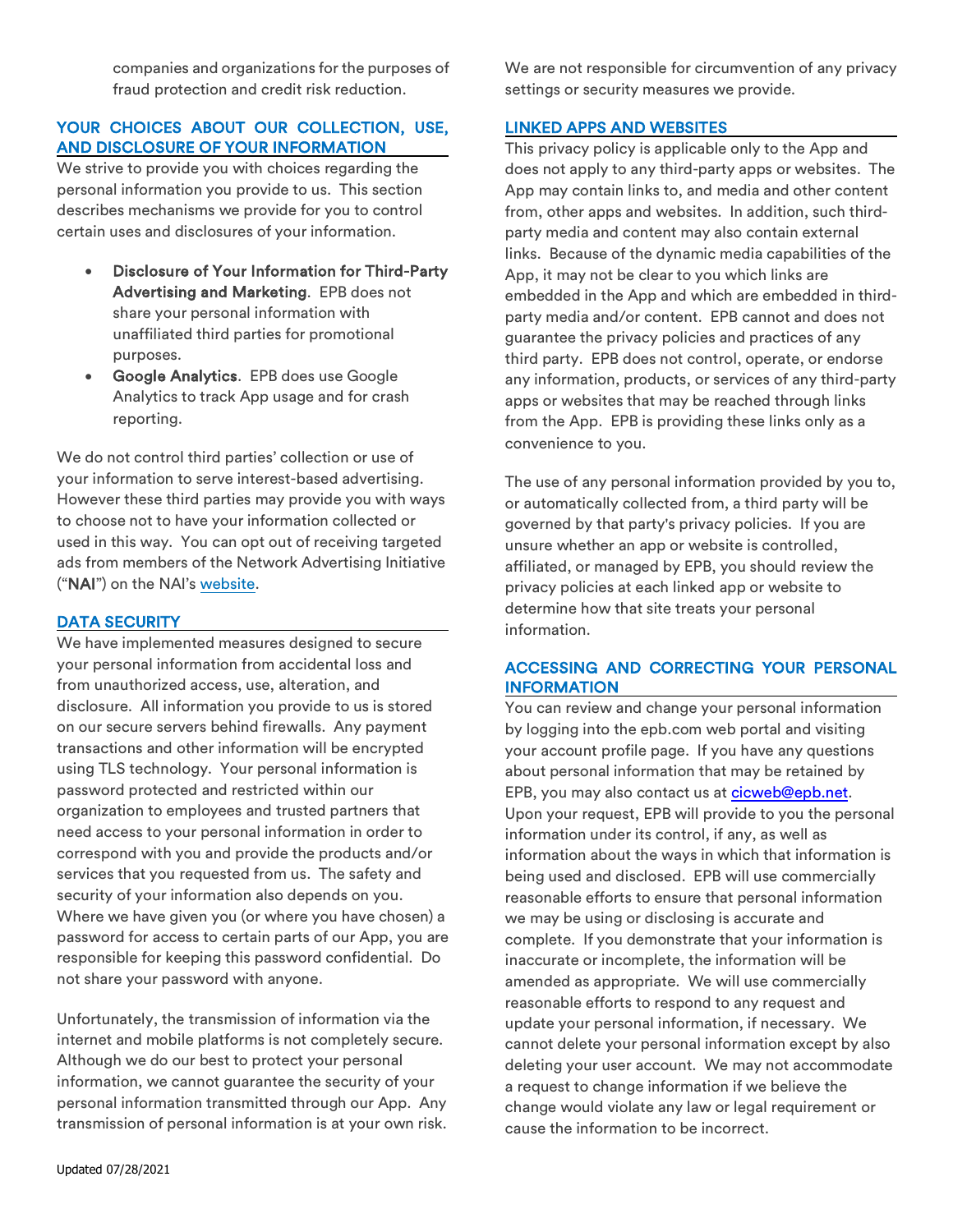companies and organizations for the purposes of fraud protection and credit risk reduction.

## YOUR CHOICES ABOUT OUR COLLECTION, USE, AND DISCLOSURE OF YOUR INFORMATION

We strive to provide you with choices regarding the personal information you provide to us. This section describes mechanisms we provide for you to control certain uses and disclosures of your information.

- **Disclosure of Your Information for Third-Party Advertising and Marketing**. EPB does not share your personal information with unaffiliated third parties for promotional purposes.
- **Google Analytics**. EPB does use Google Analytics to track App usage and for crash reporting.

We do not control third parties' collection or use of your information to serve interest-based advertising. However these third parties may provide you with ways to choose not to have your information collected or used in this way. You can opt out of receiving targeted ads from members of the Network Advertising Initiative ("**NAI**") on the NAI's website.

## DATA SECURITY

We have implemented measures designed to secure your personal information from accidental loss and from unauthorized access, use, alteration, and disclosure. All information you provide to us is stored on our secure servers behind firewalls. Any payment transactions and other information will be encrypted using TLS technology. Your personal information is password protected and restricted within our organization to employees and trusted partners that need access to your personal information in order to correspond with you and provide the products and/or services that you requested from us. The safety and security of your information also depends on you. Where we have given you (or where you have chosen) a password for access to certain parts of our App, you are responsible for keeping this password confidential. Do not share your password with anyone.

Unfortunately, the transmission of information via the internet and mobile platforms is not completely secure. Although we do our best to protect your personal information, we cannot guarantee the security of your personal information transmitted through our App. Any transmission of personal information is at your own risk. We are not responsible for circumvention of any privacy settings or security measures we provide.

## LINKED APPS AND WEBSITES

This privacy policy is applicable only to the App and does not apply to any third-party apps or websites. The App may contain links to, and media and other content from, other apps and websites. In addition, such third-party media and content may also contain external links. Because of the dynamic media capabilities of the App, it may not be clear to you which links are embedded in the App and which are embedded in third-party media and/or content. EPB cannot and does not guarantee the privacy policies and practices of any third party. EPB does not control, operate, or endorse any information, products, or services of any third-party apps or websites that may be reached through links from the App. EPB is providing these links only as a convenience to you.

The use of any personal information provided by you to, or automatically collected from, a third party will be governed by that party's privacy policies. If you are unsure whether an app or website is controlled, affiliated, or managed by EPB, you should review the privacy policies at each linked app or website to determine how that site treats your personal information.

## ACCESSING AND CORRECTING YOUR PERSONAL INFORMATION

You can review and change your personal information by logging into the epb.com web portal and visiting your account profile page. If you have any questions about personal information that may be retained by EPB, you may also contact us at cicweb@epb.net. Upon your request, EPB will provide to you the personal information under its control, if any, as well as information about the ways in which that information is being used and disclosed. EPB will use commercially reasonable efforts to ensure that personal information we may be using or disclosing is accurate and complete. If you demonstrate that your information is inaccurate or incomplete, the information will be amended as appropriate. We will use commercially reasonable efforts to respond to any request and update your personal information, if necessary. We cannot delete your personal information except by also deleting your user account. We may not accommodate a request to change information if we believe the change would violate any law or legal requirement or cause the information to be incorrect.

Updated 07/28/2021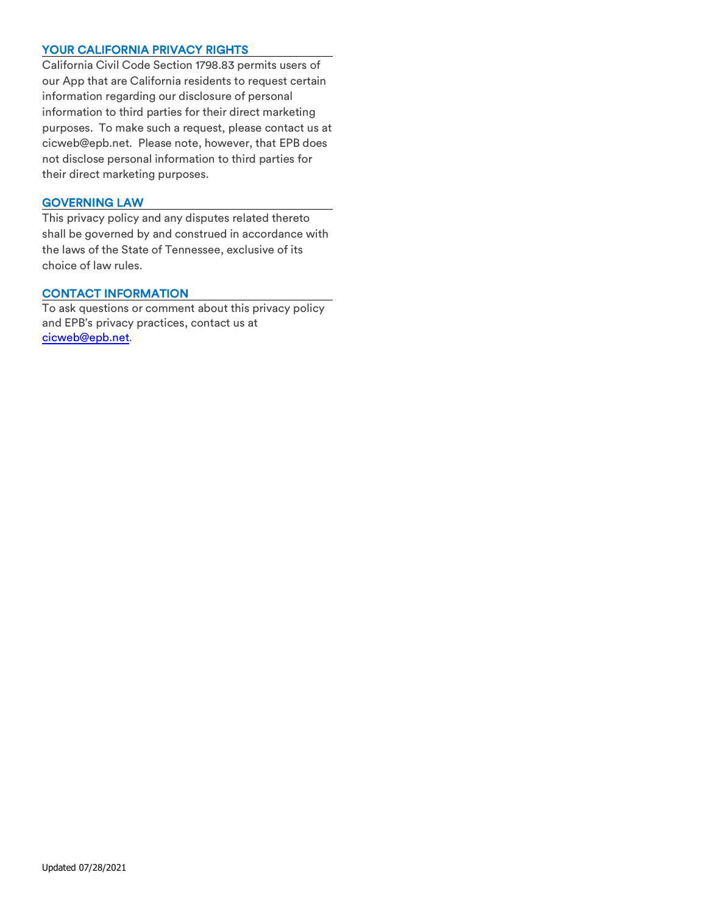## YOUR CALIFORNIA PRIVACY RIGHTS

California Civil Code Section 1798.83 permits users of our App that are California residents to request certain information regarding our disclosure of personal information to third parties for their direct marketing purposes. To make such a request, please contact us at cicweb@epb.net. Please note, however, that EPB does not disclose personal information to third parties for their direct marketing purposes.

## GOVERNING LAW

This privacy policy and any disputes related thereto shall be governed by and construed in accordance with the laws of the State of Tennessee, exclusive of its choice of law rules.

## CONTACT INFORMATION

To ask questions or comment about this privacy policy and EPB's privacy practices, contact us at cicweb@epb.net.

Updated 07/28/2021